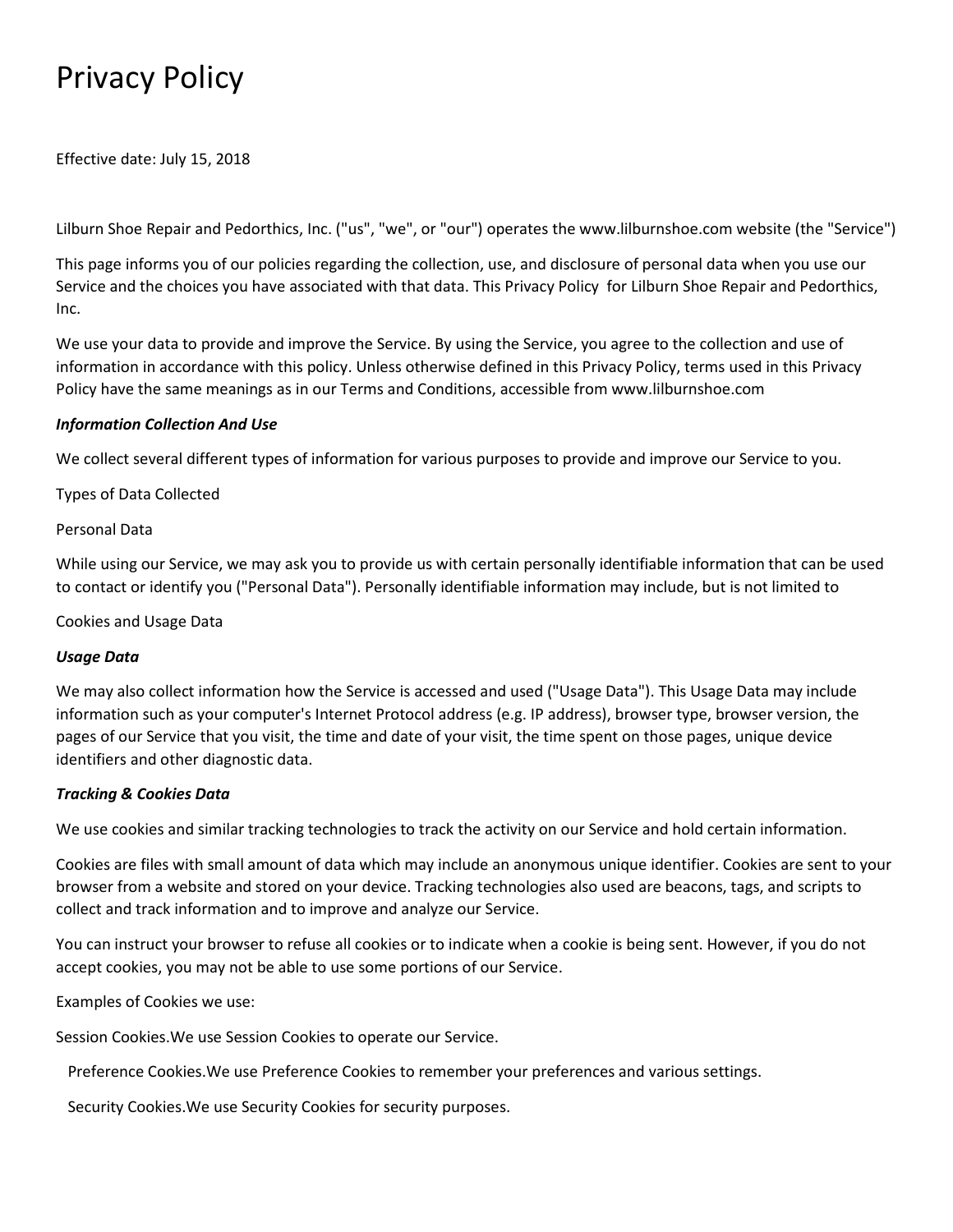# Privacy Policy

Effective date: July 15, 2018

Lilburn Shoe Repair and Pedorthics, Inc. ("us", "we", or "our") operates the www.lilburnshoe.com website (the "Service")

This page informs you of our policies regarding the collection, use, and disclosure of personal data when you use our Service and the choices you have associated with that data. This Privacy Policy for Lilburn Shoe Repair and Pedorthics, Inc.

We use your data to provide and improve the Service. By using the Service, you agree to the collection and use of information in accordance with this policy. Unless otherwise defined in this Privacy Policy, terms used in this Privacy Policy have the same meanings as in our Terms and Conditions, accessible from www.lilburnshoe.com

***Information Collection And Use***

We collect several different types of information for various purposes to provide and improve our Service to you.

Types of Data Collected

Personal Data

While using our Service, we may ask you to provide us with certain personally identifiable information that can be used to contact or identify you ("Personal Data"). Personally identifiable information may include, but is not limited to

Cookies and Usage Data

***Usage Data***

We may also collect information how the Service is accessed and used ("Usage Data"). This Usage Data may include information such as your computer's Internet Protocol address (e.g. IP address), browser type, browser version, the pages of our Service that you visit, the time and date of your visit, the time spent on those pages, unique device identifiers and other diagnostic data.

***Tracking & Cookies Data***

We use cookies and similar tracking technologies to track the activity on our Service and hold certain information.

Cookies are files with small amount of data which may include an anonymous unique identifier. Cookies are sent to your browser from a website and stored on your device. Tracking technologies also used are beacons, tags, and scripts to collect and track information and to improve and analyze our Service.

You can instruct your browser to refuse all cookies or to indicate when a cookie is being sent. However, if you do not accept cookies, you may not be able to use some portions of our Service.

Examples of Cookies we use:

Session Cookies.We use Session Cookies to operate our Service.

Preference Cookies.We use Preference Cookies to remember your preferences and various settings.

Security Cookies.We use Security Cookies for security purposes.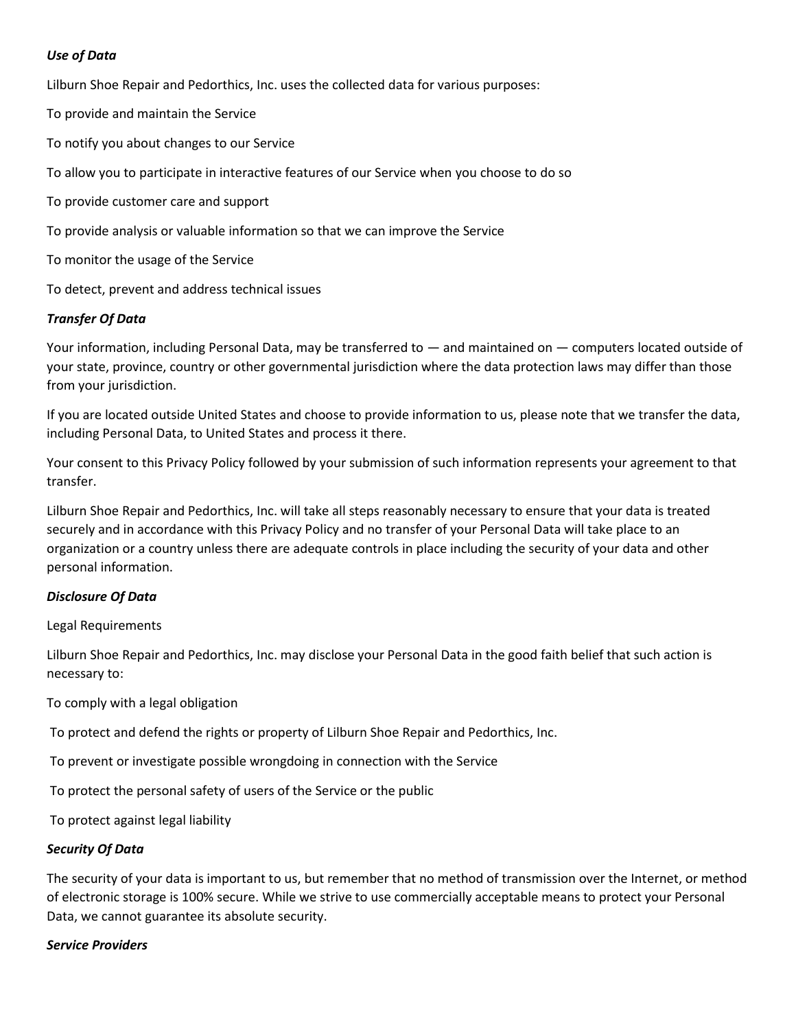***Use of Data***

Lilburn Shoe Repair and Pedorthics, Inc. uses the collected data for various purposes:

To provide and maintain the Service

To notify you about changes to our Service

To allow you to participate in interactive features of our Service when you choose to do so

To provide customer care and support

To provide analysis or valuable information so that we can improve the Service

To monitor the usage of the Service

To detect, prevent and address technical issues

***Transfer Of Data***

Your information, including Personal Data, may be transferred to — and maintained on — computers located outside of your state, province, country or other governmental jurisdiction where the data protection laws may differ than those from your jurisdiction.

If you are located outside United States and choose to provide information to us, please note that we transfer the data, including Personal Data, to United States and process it there.

Your consent to this Privacy Policy followed by your submission of such information represents your agreement to that transfer.

Lilburn Shoe Repair and Pedorthics, Inc. will take all steps reasonably necessary to ensure that your data is treated securely and in accordance with this Privacy Policy and no transfer of your Personal Data will take place to an organization or a country unless there are adequate controls in place including the security of your data and other personal information.

***Disclosure Of Data***

Legal Requirements

Lilburn Shoe Repair and Pedorthics, Inc. may disclose your Personal Data in the good faith belief that such action is necessary to:

To comply with a legal obligation

To protect and defend the rights or property of Lilburn Shoe Repair and Pedorthics, Inc.

To prevent or investigate possible wrongdoing in connection with the Service

To protect the personal safety of users of the Service or the public

To protect against legal liability

***Security Of Data***

The security of your data is important to us, but remember that no method of transmission over the Internet, or method of electronic storage is 100% secure. While we strive to use commercially acceptable means to protect your Personal Data, we cannot guarantee its absolute security.

***Service Providers***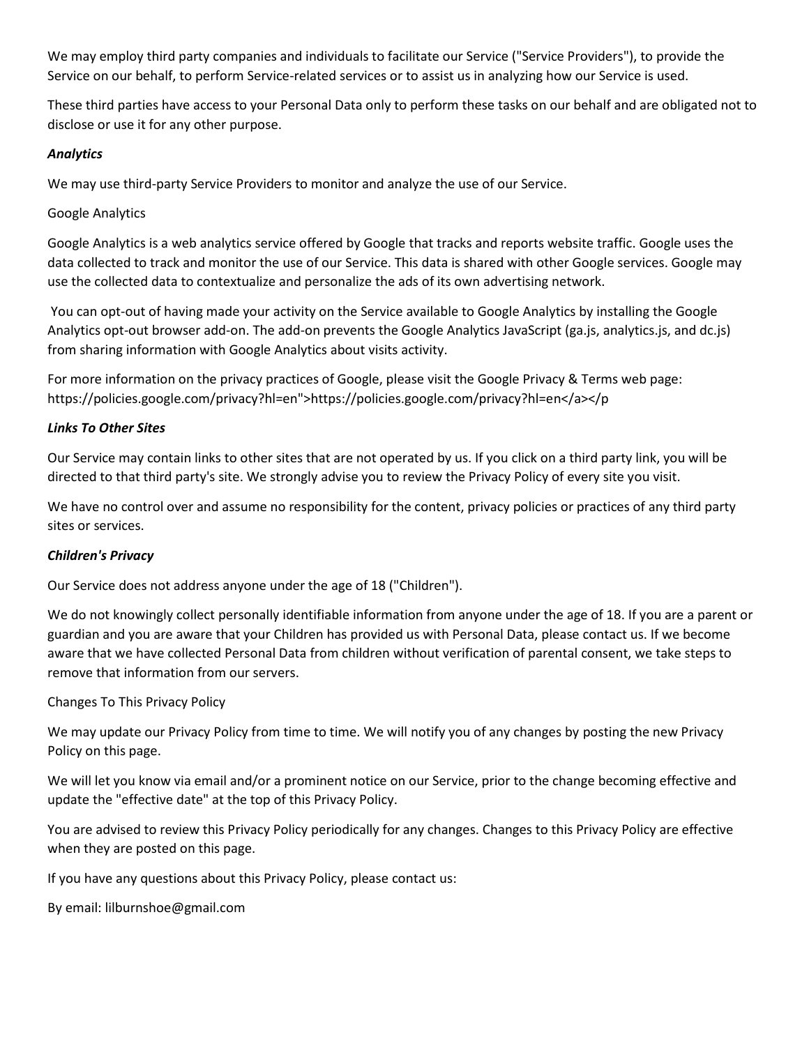We may employ third party companies and individuals to facilitate our Service ("Service Providers"), to provide the Service on our behalf, to perform Service-related services or to assist us in analyzing how our Service is used.

These third parties have access to your Personal Data only to perform these tasks on our behalf and are obligated not to disclose or use it for any other purpose.

***Analytics***

We may use third-party Service Providers to monitor and analyze the use of our Service.

Google Analytics

Google Analytics is a web analytics service offered by Google that tracks and reports website traffic. Google uses the data collected to track and monitor the use of our Service. This data is shared with other Google services. Google may use the collected data to contextualize and personalize the ads of its own advertising network.

You can opt-out of having made your activity on the Service available to Google Analytics by installing the Google Analytics opt-out browser add-on. The add-on prevents the Google Analytics JavaScript (ga.js, analytics.js, and dc.js) from sharing information with Google Analytics about visits activity.

For more information on the privacy practices of Google, please visit the Google Privacy & Terms web page: https://policies.google.com/privacy?hl=en">https://policies.google.com/privacy?hl=en</a></p

***Links To Other Sites***

Our Service may contain links to other sites that are not operated by us. If you click on a third party link, you will be directed to that third party's site. We strongly advise you to review the Privacy Policy of every site you visit.

We have no control over and assume no responsibility for the content, privacy policies or practices of any third party sites or services.

***Children's Privacy***

Our Service does not address anyone under the age of 18 ("Children").

We do not knowingly collect personally identifiable information from anyone under the age of 18. If you are a parent or guardian and you are aware that your Children has provided us with Personal Data, please contact us. If we become aware that we have collected Personal Data from children without verification of parental consent, we take steps to remove that information from our servers.

Changes To This Privacy Policy

We may update our Privacy Policy from time to time. We will notify you of any changes by posting the new Privacy Policy on this page.

We will let you know via email and/or a prominent notice on our Service, prior to the change becoming effective and update the "effective date" at the top of this Privacy Policy.

You are advised to review this Privacy Policy periodically for any changes. Changes to this Privacy Policy are effective when they are posted on this page.

If you have any questions about this Privacy Policy, please contact us:

By email: lilburnshoe@gmail.com